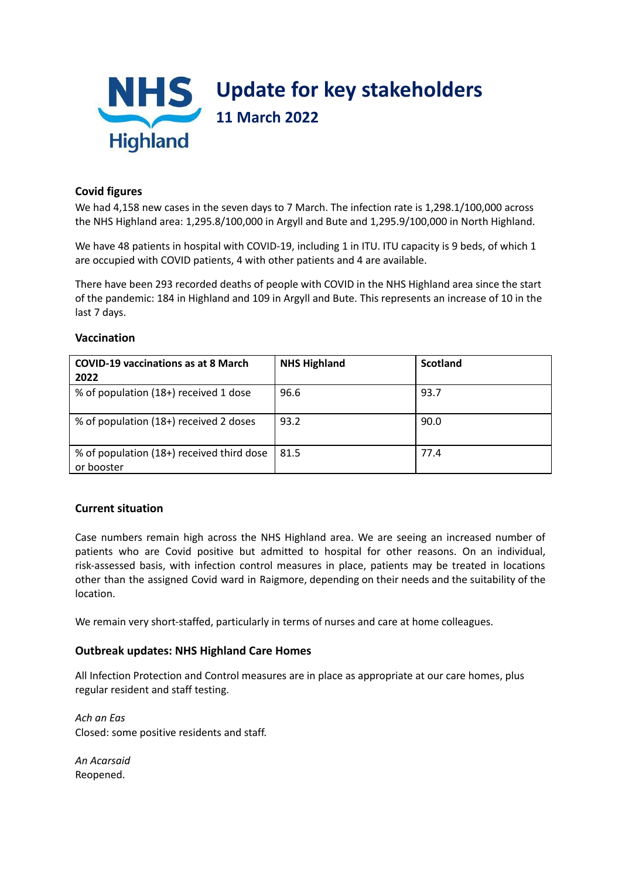# Update for key stakeholders

## 11 March 2022

### Covid figures

We had 4,158 new cases in the seven days to 7 March. The infection rate is 1,298.1/100,000 across the NHS Highland area: 1,295.8/100,000 in Argyll and Bute and 1,295.9/100,000 in North Highland.

We have 48 patients in hospital with COVID-19, including 1 in ITU. ITU capacity is 9 beds, of which 1 are occupied with COVID patients, 4 with other patients and 4 are available.

There have been 293 recorded deaths of people with COVID in the NHS Highland area since the start of the pandemic: 184 in Highland and 109 in Argyll and Bute. This represents an increase of 10 in the last 7 days.

### Vaccination

| COVID-19 vaccinations as at 8 March 2022 | NHS Highland | Scotland |
|---|---|---|
| % of population (18+) received 1 dose | 96.6 | 93.7 |
| % of population (18+) received 2 doses | 93.2 | 90.0 |
| % of population (18+) received third dose or booster | 81.5 | 77.4 |

### Current situation

Case numbers remain high across the NHS Highland area. We are seeing an increased number of patients who are Covid positive but admitted to hospital for other reasons. On an individual, risk-assessed basis, with infection control measures in place, patients may be treated in locations other than the assigned Covid ward in Raigmore, depending on their needs and the suitability of the location.

We remain very short-staffed, particularly in terms of nurses and care at home colleagues.

### Outbreak updates: NHS Highland Care Homes

All Infection Protection and Control measures are in place as appropriate at our care homes, plus regular resident and staff testing.

*Ach an Eas*
Closed: some positive residents and staff.

*An Acarsaid*
Reopened.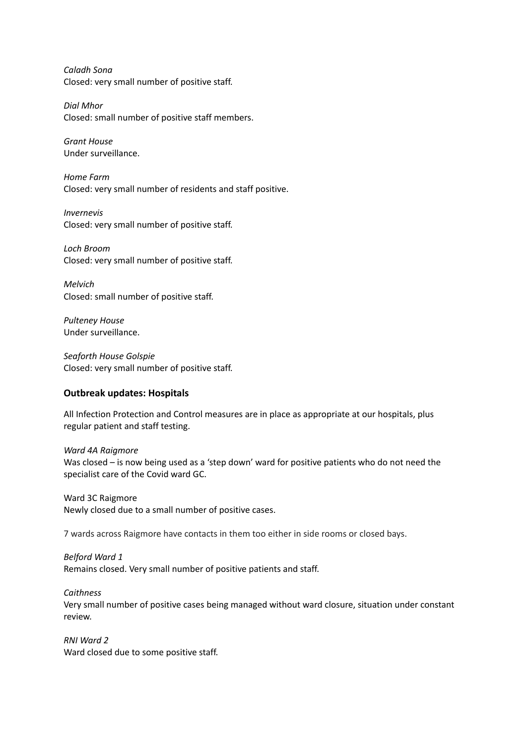*Caladh Sona*
Closed: very small number of positive staff.

*Dial Mhor*
Closed: small number of positive staff members.

*Grant House*
Under surveillance.

*Home Farm*
Closed: very small number of residents and staff positive.

*Invernevis*
Closed: very small number of positive staff.

*Loch Broom*
Closed: very small number of positive staff.

*Melvich*
Closed: small number of positive staff.

*Pulteney House*
Under surveillance.

*Seaforth House Golspie*
Closed: very small number of positive staff.

### Outbreak updates: Hospitals

All Infection Protection and Control measures are in place as appropriate at our hospitals, plus regular patient and staff testing.

*Ward 4A Raigmore*
Was closed – is now being used as a 'step down' ward for positive patients who do not need the specialist care of the Covid ward GC.

Ward 3C Raigmore
Newly closed due to a small number of positive cases.

7 wards across Raigmore have contacts in them too either in side rooms or closed bays.

*Belford Ward 1*
Remains closed. Very small number of positive patients and staff.

*Caithness*
Very small number of positive cases being managed without ward closure, situation under constant review.

*RNI Ward 2*
Ward closed due to some positive staff.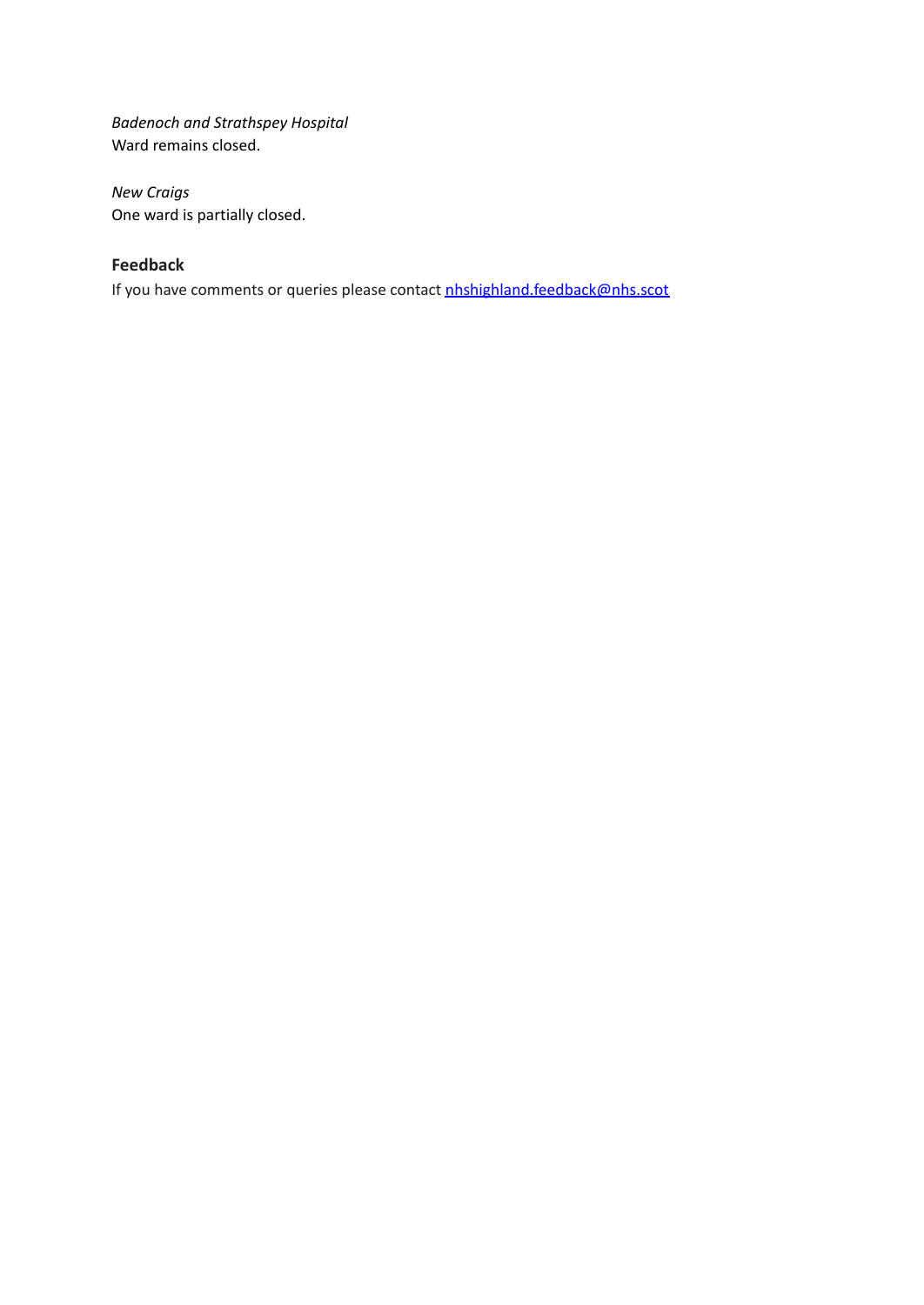*Badenoch and Strathspey Hospital*
Ward remains closed.

*New Craigs*
One ward is partially closed.

### Feedback

If you have comments or queries please contact [nhshighland.feedback@nhs.scot](mailto:nhshighland.feedback@nhs.scot)